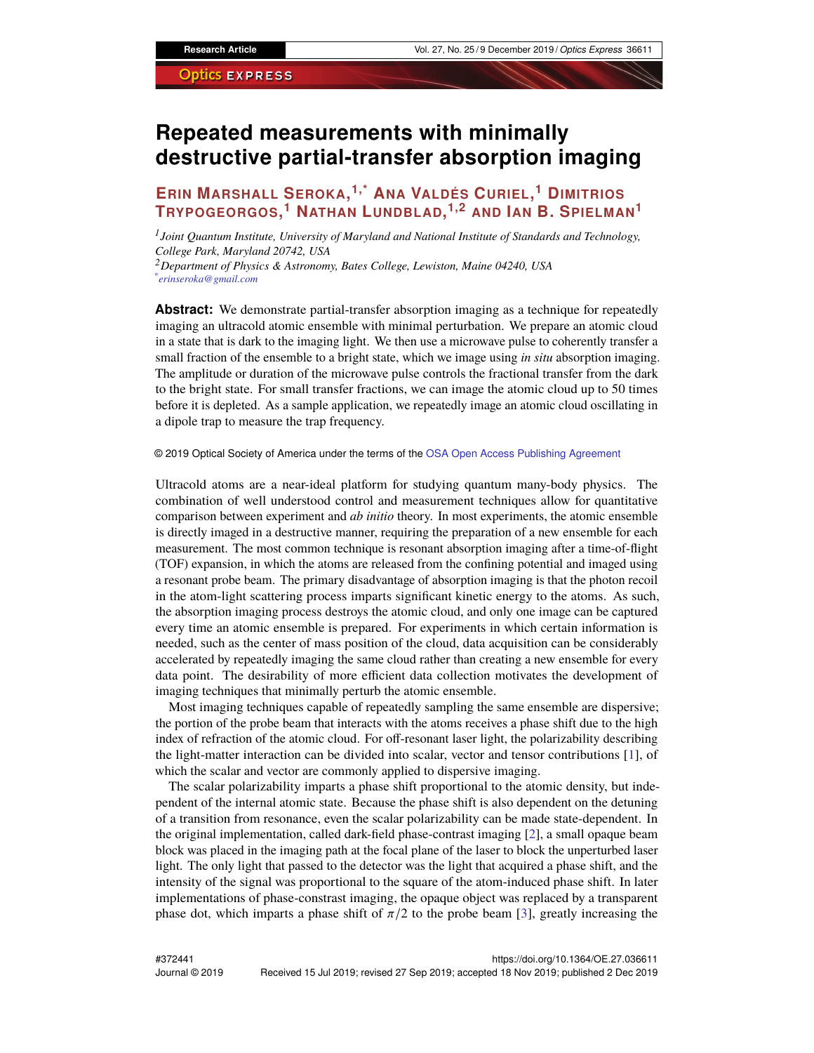# Repeated measurements with minimally destructive partial-transfer absorption imaging

**Erin Marshall Seroka,[1,*] Ana Valdés Curiel,[1] Dimitrios Trypogeorgos,[1] Nathan Lundblad,[1,2] and Ian B. Spielman[1]**

[1] *Joint Quantum Institute, University of Maryland and National Institute of Standards and Technology, College Park, Maryland 20742, USA*
[2] *Department of Physics & Astronomy, Bates College, Lewiston, Maine 04240, USA*
[*] *erinseroka@gmail.com*

**Abstract:** We demonstrate partial-transfer absorption imaging as a technique for repeatedly imaging an ultracold atomic ensemble with minimal perturbation. We prepare an atomic cloud in a state that is dark to the imaging light. We then use a microwave pulse to coherently transfer a small fraction of the ensemble to a bright state, which we image using *in situ* absorption imaging. The amplitude or duration of the microwave pulse controls the fractional transfer from the dark to the bright state. For small transfer fractions, we can image the atomic cloud up to 50 times before it is depleted. As a sample application, we repeatedly image an atomic cloud oscillating in a dipole trap to measure the trap frequency.

© 2019 Optical Society of America under the terms of the OSA Open Access Publishing Agreement

Ultracold atoms are a near-ideal platform for studying quantum many-body physics. The combination of well understood control and measurement techniques allow for quantitative comparison between experiment and *ab initio* theory. In most experiments, the atomic ensemble is directly imaged in a destructive manner, requiring the preparation of a new ensemble for each measurement. The most common technique is resonant absorption imaging after a time-of-flight (TOF) expansion, in which the atoms are released from the confining potential and imaged using a resonant probe beam. The primary disadvantage of absorption imaging is that the photon recoil in the atom-light scattering process imparts significant kinetic energy to the atoms. As such, the absorption imaging process destroys the atomic cloud, and only one image can be captured every time an atomic ensemble is prepared. For experiments in which certain information is needed, such as the center of mass position of the cloud, data acquisition can be considerably accelerated by repeatedly imaging the same cloud rather than creating a new ensemble for every data point. The desirability of more efficient data collection motivates the development of imaging techniques that minimally perturb the atomic ensemble.

Most imaging techniques capable of repeatedly sampling the same ensemble are dispersive; the portion of the probe beam that interacts with the atoms receives a phase shift due to the high index of refraction of the atomic cloud. For off-resonant laser light, the polarizability describing the light-matter interaction can be divided into scalar, vector and tensor contributions [1], of which the scalar and vector are commonly applied to dispersive imaging.

The scalar polarizability imparts a phase shift proportional to the atomic density, but independent of the internal atomic state. Because the phase shift is also dependent on the detuning of a transition from resonance, even the scalar polarizability can be made state-dependent. In the original implementation, called dark-field phase-contrast imaging [2], a small opaque beam block was placed in the imaging path at the focal plane of the laser to block the unperturbed laser light. The only light that passed to the detector was the light that acquired a phase shift, and the intensity of the signal was proportional to the square of the atom-induced phase shift. In later implementations of phase-constrast imaging, the opaque object was replaced by a transparent phase dot, which imparts a phase shift of $\pi/2$ to the probe beam [3], greatly increasing the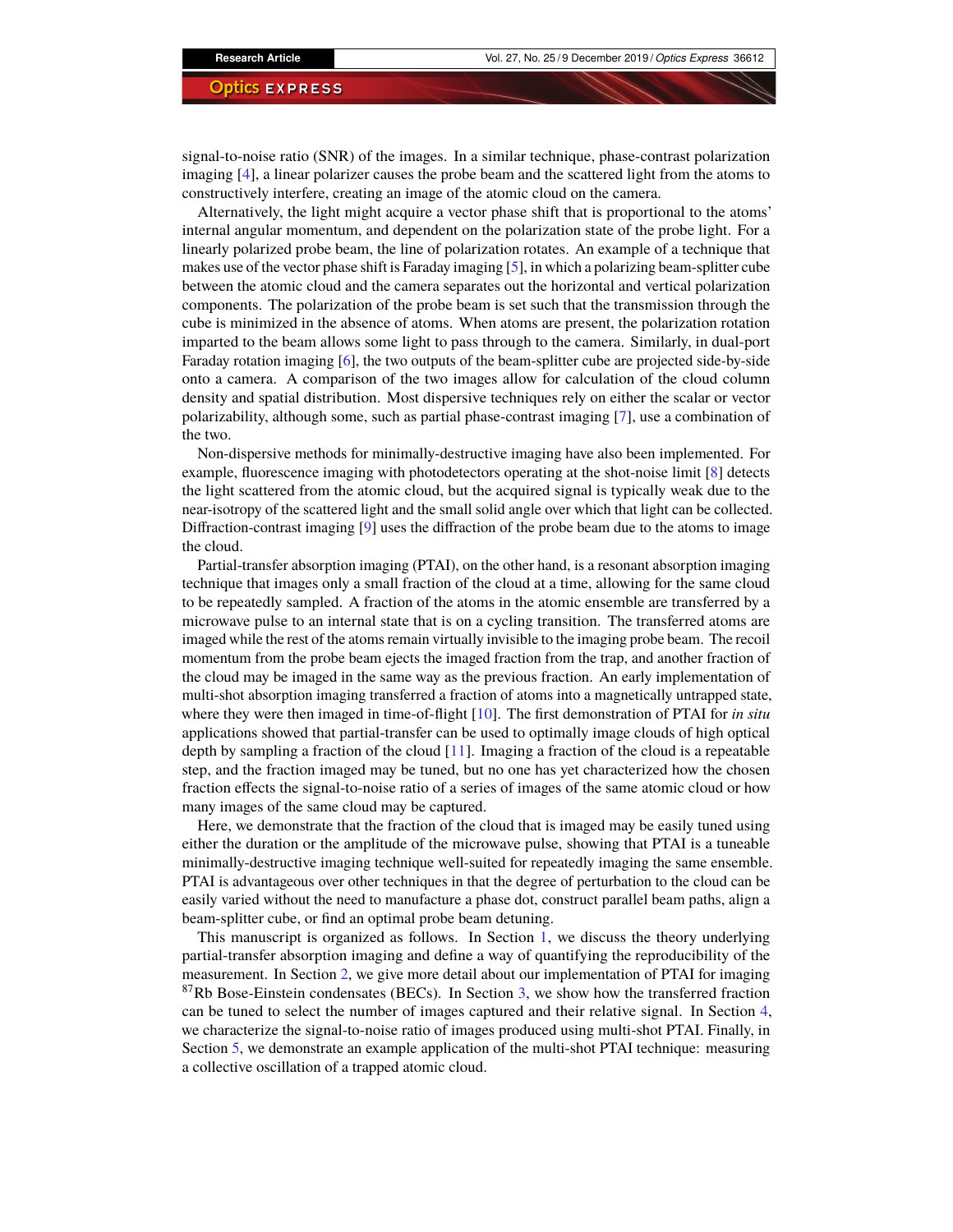signal-to-noise ratio (SNR) of the images. In a similar technique, phase-contrast polarization imaging [4], a linear polarizer causes the probe beam and the scattered light from the atoms to constructively interfere, creating an image of the atomic cloud on the camera.

Alternatively, the light might acquire a vector phase shift that is proportional to the atoms' internal angular momentum, and dependent on the polarization state of the probe light. For a linearly polarized probe beam, the line of polarization rotates. An example of a technique that makes use of the vector phase shift is Faraday imaging [5], in which a polarizing beam-splitter cube between the atomic cloud and the camera separates out the horizontal and vertical polarization components. The polarization of the probe beam is set such that the transmission through the cube is minimized in the absence of atoms. When atoms are present, the polarization rotation imparted to the beam allows some light to pass through to the camera. Similarly, in dual-port Faraday rotation imaging [6], the two outputs of the beam-splitter cube are projected side-by-side onto a camera. A comparison of the two images allow for calculation of the cloud column density and spatial distribution. Most dispersive techniques rely on either the scalar or vector polarizability, although some, such as partial phase-contrast imaging [7], use a combination of the two.

Non-dispersive methods for minimally-destructive imaging have also been implemented. For example, fluorescence imaging with photodetectors operating at the shot-noise limit [8] detects the light scattered from the atomic cloud, but the acquired signal is typically weak due to the near-isotropy of the scattered light and the small solid angle over which that light can be collected. Diffraction-contrast imaging [9] uses the diffraction of the probe beam due to the atoms to image the cloud.

Partial-transfer absorption imaging (PTAI), on the other hand, is a resonant absorption imaging technique that images only a small fraction of the cloud at a time, allowing for the same cloud to be repeatedly sampled. A fraction of the atoms in the atomic ensemble are transferred by a microwave pulse to an internal state that is on a cycling transition. The transferred atoms are imaged while the rest of the atoms remain virtually invisible to the imaging probe beam. The recoil momentum from the probe beam ejects the imaged fraction from the trap, and another fraction of the cloud may be imaged in the same way as the previous fraction. An early implementation of multi-shot absorption imaging transferred a fraction of atoms into a magnetically untrapped state, where they were then imaged in time-of-flight [10]. The first demonstration of PTAI for *in situ* applications showed that partial-transfer can be used to optimally image clouds of high optical depth by sampling a fraction of the cloud [11]. Imaging a fraction of the cloud is a repeatable step, and the fraction imaged may be tuned, but no one has yet characterized how the chosen fraction effects the signal-to-noise ratio of a series of images of the same atomic cloud or how many images of the same cloud may be captured.

Here, we demonstrate that the fraction of the cloud that is imaged may be easily tuned using either the duration or the amplitude of the microwave pulse, showing that PTAI is a tuneable minimally-destructive imaging technique well-suited for repeatedly imaging the same ensemble. PTAI is advantageous over other techniques in that the degree of perturbation to the cloud can be easily varied without the need to manufacture a phase dot, construct parallel beam paths, align a beam-splitter cube, or find an optimal probe beam detuning.

This manuscript is organized as follows. In Section 1, we discuss the theory underlying partial-transfer absorption imaging and define a way of quantifying the reproducibility of the measurement. In Section 2, we give more detail about our implementation of PTAI for imaging $^{87}$Rb Bose-Einstein condensates (BECs). In Section 3, we show how the transferred fraction can be tuned to select the number of images captured and their relative signal. In Section 4, we characterize the signal-to-noise ratio of images produced using multi-shot PTAI. Finally, in Section 5, we demonstrate an example application of the multi-shot PTAI technique: measuring a collective oscillation of a trapped atomic cloud.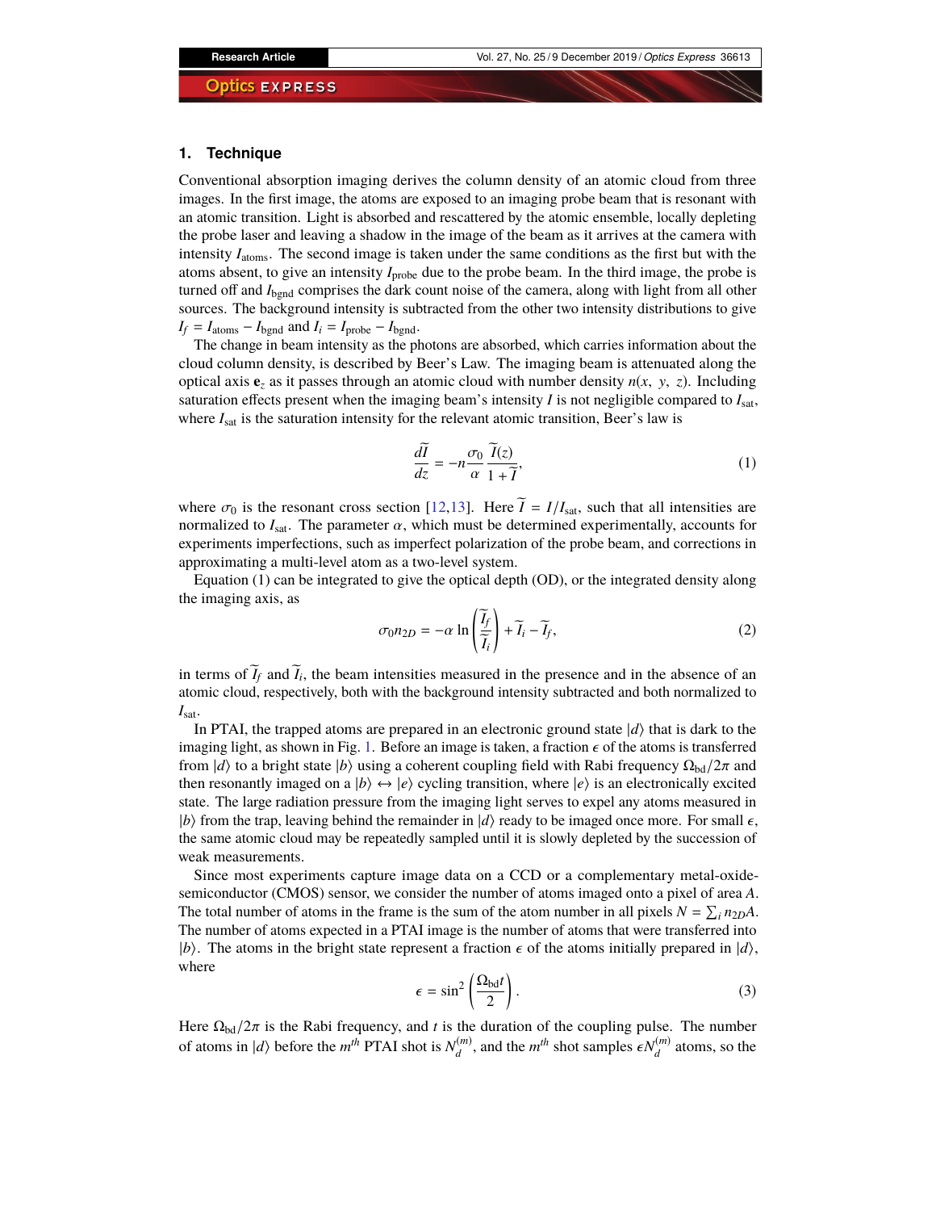## 1. Technique

Conventional absorption imaging derives the column density of an atomic cloud from three images. In the first image, the atoms are exposed to an imaging probe beam that is resonant with an atomic transition. Light is absorbed and rescattered by the atomic ensemble, locally depleting the probe laser and leaving a shadow in the image of the beam as it arrives at the camera with intensity $I_{\text{atoms}}$. The second image is taken under the same conditions as the first but with the atoms absent, to give an intensity $I_{\text{probe}}$ due to the probe beam. In the third image, the probe is turned off and $I_{\text{bgnd}}$ comprises the dark count noise of the camera, along with light from all other sources. The background intensity is subtracted from the other two intensity distributions to give $I_f = I_{\text{atoms}} - I_{\text{bgnd}}$ and $I_i = I_{\text{probe}} - I_{\text{bgnd}}$.

The change in beam intensity as the photons are absorbed, which carries information about the cloud column density, is described by Beer's Law. The imaging beam is attenuated along the optical axis $\mathbf{e}_z$ as it passes through an atomic cloud with number density $n(x, y, z)$. Including saturation effects present when the imaging beam's intensity $I$ is not negligible compared to $I_{\text{sat}}$, where $I_{\text{sat}}$ is the saturation intensity for the relevant atomic transition, Beer's law is

$$\frac{d\widetilde{I}}{dz} = -n\frac{\sigma_0}{\alpha}\frac{\widetilde{I}(z)}{1+\widetilde{I}}, \tag{1}$$

where $\sigma_0$ is the resonant cross section [12,13]. Here $\widetilde{I} = I/I_{\text{sat}}$, such that all intensities are normalized to $I_{\text{sat}}$. The parameter $\alpha$, which must be determined experimentally, accounts for experiments imperfections, such as imperfect polarization of the probe beam, and corrections in approximating a multi-level atom as a two-level system.

Equation (1) can be integrated to give the optical depth (OD), or the integrated density along the imaging axis, as

$$\sigma_0 n_{2D} = -\alpha \ln\left(\frac{\widetilde{I}_f}{\widetilde{I}_i}\right) + \widetilde{I}_i - \widetilde{I}_f, \tag{2}$$

in terms of $\widetilde{I}_f$ and $\widetilde{I}_i$, the beam intensities measured in the presence and in the absence of an atomic cloud, respectively, both with the background intensity subtracted and both normalized to $I_{\text{sat}}$.

In PTAI, the trapped atoms are prepared in an electronic ground state $|d\rangle$ that is dark to the imaging light, as shown in Fig. 1. Before an image is taken, a fraction $\epsilon$ of the atoms is transferred from $|d\rangle$ to a bright state $|b\rangle$ using a coherent coupling field with Rabi frequency $\Omega_{\text{bd}}/2\pi$ and then resonantly imaged on a $|b\rangle \leftrightarrow |e\rangle$ cycling transition, where $|e\rangle$ is an electronically excited state. The large radiation pressure from the imaging light serves to expel any atoms measured in $|b\rangle$ from the trap, leaving behind the remainder in $|d\rangle$ ready to be imaged once more. For small $\epsilon$, the same atomic cloud may be repeatedly sampled until it is slowly depleted by the succession of weak measurements.

Since most experiments capture image data on a CCD or a complementary metal-oxide-semiconductor (CMOS) sensor, we consider the number of atoms imaged onto a pixel of area $A$. The total number of atoms in the frame is the sum of the atom number in all pixels $N = \sum_i n_{2D}A$. The number of atoms expected in a PTAI image is the number of atoms that were transferred into $|b\rangle$. The atoms in the bright state represent a fraction $\epsilon$ of the atoms initially prepared in $|d\rangle$, where

$$\epsilon = \sin^2\left(\frac{\Omega_{\text{bd}}t}{2}\right). \tag{3}$$

Here $\Omega_{\text{bd}}/2\pi$ is the Rabi frequency, and $t$ is the duration of the coupling pulse. The number of atoms in $|d\rangle$ before the $m^{th}$ PTAI shot is $N_d^{(m)}$, and the $m^{th}$ shot samples $\epsilon N_d^{(m)}$ atoms, so the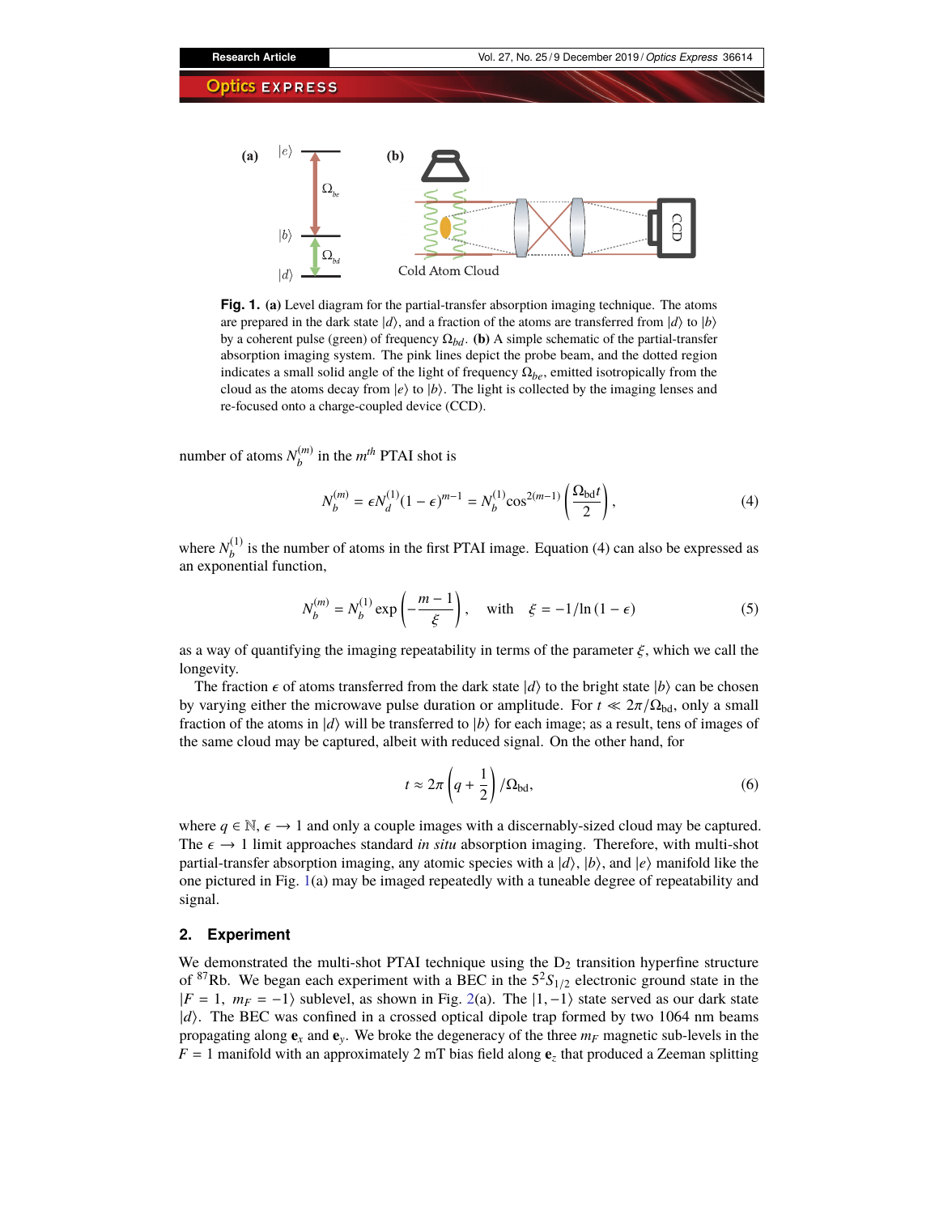**Fig. 1.** **(a)** Level diagram for the partial-transfer absorption imaging technique. The atoms are prepared in the dark state $|d\rangle$, and a fraction of the atoms are transferred from $|d\rangle$ to $|b\rangle$ by a coherent pulse (green) of frequency $\Omega_{bd}$. **(b)** A simple schematic of the partial-transfer absorption imaging system. The pink lines depict the probe beam, and the dotted region indicates a small solid angle of the light of frequency $\Omega_{be}$, emitted isotropically from the cloud as the atoms decay from $|e\rangle$ to $|b\rangle$. The light is collected by the imaging lenses and re-focused onto a charge-coupled device (CCD).

number of atoms $N_b^{(m)}$ in the $m^{th}$ PTAI shot is

$$N_b^{(m)} = \epsilon N_d^{(1)}(1-\epsilon)^{m-1} = N_b^{(1)}\cos^{2(m-1)}\left(\frac{\Omega_{\text{bd}}t}{2}\right), \tag{4}$$

where $N_b^{(1)}$ is the number of atoms in the first PTAI image. Equation (4) can also be expressed as an exponential function,

$$N_b^{(m)} = N_b^{(1)}\exp\left(-\frac{m-1}{\xi}\right), \quad \text{with} \quad \xi = -1/\ln(1-\epsilon) \tag{5}$$

as a way of quantifying the imaging repeatability in terms of the parameter $\xi$, which we call the longevity.

The fraction $\epsilon$ of atoms transferred from the dark state $|d\rangle$ to the bright state $|b\rangle$ can be chosen by varying either the microwave pulse duration or amplitude. For $t \ll 2\pi/\Omega_{\text{bd}}$, only a small fraction of the atoms in $|d\rangle$ will be transferred to $|b\rangle$ for each image; as a result, tens of images of the same cloud may be captured, albeit with reduced signal. On the other hand, for

$$t \approx 2\pi\left(q+\frac{1}{2}\right)/\Omega_{\text{bd}}, \tag{6}$$

where $q \in \mathbb{N}$, $\epsilon \to 1$ and only a couple images with a discernably-sized cloud may be captured. The $\epsilon \to 1$ limit approaches standard *in situ* absorption imaging. Therefore, with multi-shot partial-transfer absorption imaging, any atomic species with a $|d\rangle$, $|b\rangle$, and $|e\rangle$ manifold like the one pictured in Fig. 1(a) may be imaged repeatedly with a tuneable degree of repeatability and signal.

## 2. Experiment

We demonstrated the multi-shot PTAI technique using the $D_2$ transition hyperfine structure of $^{87}$Rb. We began each experiment with a BEC in the $5^2S_{1/2}$ electronic ground state in the $|F=1,\ m_F=-1\rangle$ sublevel, as shown in Fig. 2(a). The $|1,-1\rangle$ state served as our dark state $|d\rangle$. The BEC was confined in a crossed optical dipole trap formed by two 1064 nm beams propagating along $\mathbf{e}_x$ and $\mathbf{e}_y$. We broke the degeneracy of the three $m_F$ magnetic sub-levels in the $F=1$ manifold with an approximately 2 mT bias field along $\mathbf{e}_z$ that produced a Zeeman splitting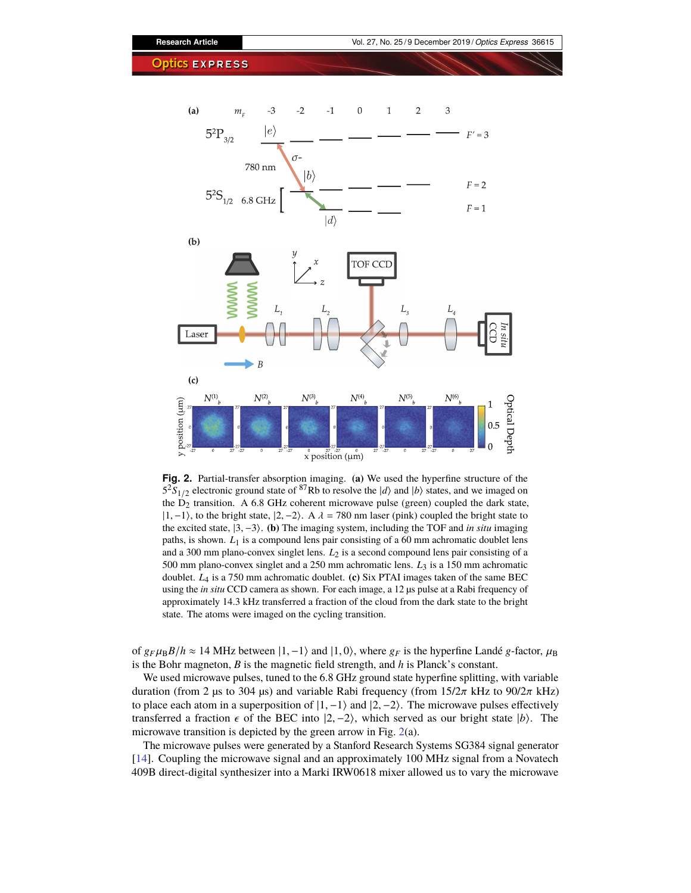**Fig. 2.** Partial-transfer absorption imaging. **(a)** We used the hyperfine structure of the $5^2S_{1/2}$ electronic ground state of $^{87}$Rb to resolve the $|d\rangle$ and $|b\rangle$ states, and we imaged on the $D_2$ transition. A 6.8 GHz coherent microwave pulse (green) coupled the dark state, $|1, -1\rangle$, to the bright state, $|2, -2\rangle$. A $\lambda = 780$ nm laser (pink) coupled the bright state to the excited state, $|3, -3\rangle$. **(b)** The imaging system, including the TOF and *in situ* imaging paths, is shown. $L_1$ is a compound lens pair consisting of a 60 mm achromatic doublet lens and a 300 mm plano-convex singlet lens. $L_2$ is a second compound lens pair consisting of a 500 mm plano-convex singlet and a 250 mm achromatic lens. $L_3$ is a 150 mm achromatic doublet. $L_4$ is a 750 mm achromatic doublet. **(c)** Six PTAI images taken of the same BEC using the *in situ* CCD camera as shown. For each image, a 12 µs pulse at a Rabi frequency of approximately 14.3 kHz transferred a fraction of the cloud from the dark state to the bright state. The atoms were imaged on the cycling transition.

of $g_F \mu_B B/h \approx 14$ MHz between $|1, -1\rangle$ and $|1, 0\rangle$, where $g_F$ is the hyperfine Landé $g$-factor, $\mu_B$ is the Bohr magneton, $B$ is the magnetic field strength, and $h$ is Planck's constant.

We used microwave pulses, tuned to the 6.8 GHz ground state hyperfine splitting, with variable duration (from 2 µs to 304 µs) and variable Rabi frequency (from $15/2\pi$ kHz to $90/2\pi$ kHz) to place each atom in a superposition of $|1, -1\rangle$ and $|2, -2\rangle$. The microwave pulses effectively transferred a fraction $\epsilon$ of the BEC into $|2, -2\rangle$, which served as our bright state $|b\rangle$. The microwave transition is depicted by the green arrow in Fig. 2(a).

The microwave pulses were generated by a Stanford Research Systems SG384 signal generator [14]. Coupling the microwave signal and an approximately 100 MHz signal from a Novatech 409B direct-digital synthesizer into a Marki IRW0618 mixer allowed us to vary the microwave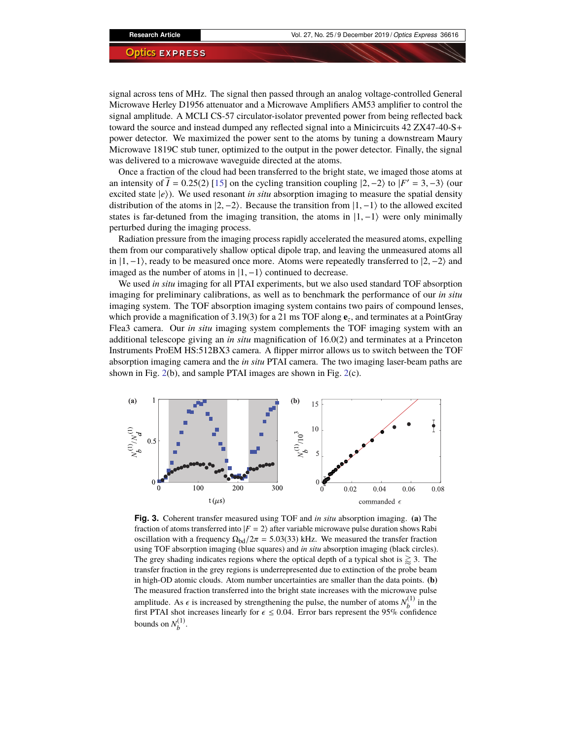signal across tens of MHz. The signal then passed through an analog voltage-controlled General Microwave Herley D1956 attenuator and a Microwave Amplifiers AM53 amplifier to control the signal amplitude. A MCLI CS-57 circulator-isolator prevented power from being reflected back toward the source and instead dumped any reflected signal into a Minicircuits 42 ZX47-40-S+ power detector. We maximized the power sent to the atoms by tuning a downstream Maury Microwave 1819C stub tuner, optimized to the output in the power detector. Finally, the signal was delivered to a microwave waveguide directed at the atoms.

Once a fraction of the cloud had been transferred to the bright state, we imaged those atoms at an intensity of $\widetilde{I} = 0.25(2)$ [15] on the cycling transition coupling $|2, -2\rangle$ to $|F' = 3, -3\rangle$ (our excited state $|e\rangle$). We used resonant *in situ* absorption imaging to measure the spatial density distribution of the atoms in $|2, -2\rangle$. Because the transition from $|1, -1\rangle$ to the allowed excited states is far-detuned from the imaging transition, the atoms in $|1, -1\rangle$ were only minimally perturbed during the imaging process.

Radiation pressure from the imaging process rapidly accelerated the measured atoms, expelling them from our comparatively shallow optical dipole trap, and leaving the unmeasured atoms all in $|1, -1\rangle$, ready to be measured once more. Atoms were repeatedly transferred to $|2, -2\rangle$ and imaged as the number of atoms in $|1, -1\rangle$ continued to decrease.

We used *in situ* imaging for all PTAI experiments, but we also used standard TOF absorption imaging for preliminary calibrations, as well as to benchmark the performance of our *in situ* imaging system. The TOF absorption imaging system contains two pairs of compound lenses, which provide a magnification of 3.19(3) for a 21 ms TOF along $\mathbf{e}_z$, and terminates at a PointGray Flea3 camera. Our *in situ* imaging system complements the TOF imaging system with an additional telescope giving an *in situ* magnification of 16.0(2) and terminates at a Princeton Instruments ProEM HS:512BX3 camera. A flipper mirror allows us to switch between the TOF absorption imaging camera and the *in situ* PTAI camera. The two imaging laser-beam paths are shown in Fig. 2(b), and sample PTAI images are shown in Fig. 2(c).

**Fig. 3.** Coherent transfer measured using TOF and *in situ* absorption imaging. **(a)** The fraction of atoms transferred into $|F = 2\rangle$ after variable microwave pulse duration shows Rabi oscillation with a frequency $\Omega_{\text{bd}}/2\pi = 5.03(33)$ kHz. We measured the transfer fraction using TOF absorption imaging (blue squares) and *in situ* absorption imaging (black circles). The grey shading indicates regions where the optical depth of a typical shot is $\gtrapprox 3$. The transfer fraction in the grey regions is underrepresented due to extinction of the probe beam in high-OD atomic clouds. Atom number uncertainties are smaller than the data points. **(b)** The measured fraction transferred into the bright state increases with the microwave pulse amplitude. As $\epsilon$ is increased by strengthening the pulse, the number of atoms $N_b^{(1)}$ in the first PTAI shot increases linearly for $\epsilon \le 0.04$. Error bars represent the 95% confidence bounds on $N_b^{(1)}$.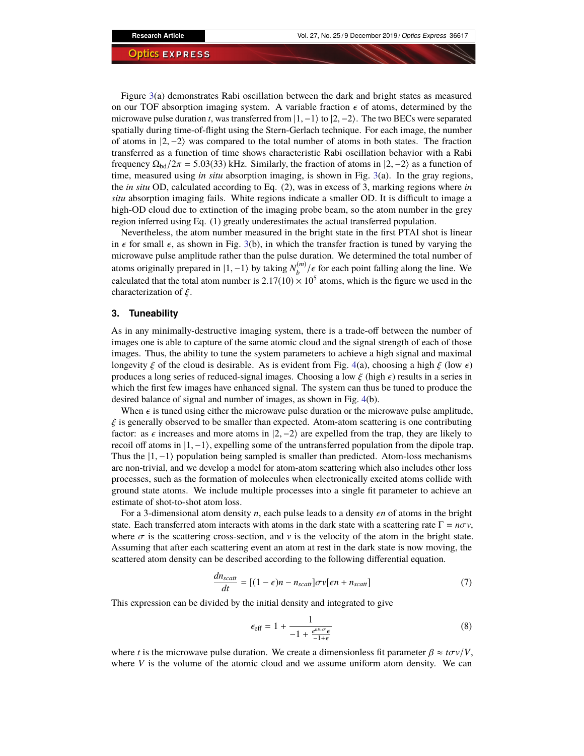Figure 3(a) demonstrates Rabi oscillation between the dark and bright states as measured on our TOF absorption imaging system. A variable fraction $\epsilon$ of atoms, determined by the microwave pulse duration $t$, was transferred from $|1,-1\rangle$ to $|2,-2\rangle$. The two BECs were separated spatially during time-of-flight using the Stern-Gerlach technique. For each image, the number of atoms in $|2,-2\rangle$ was compared to the total number of atoms in both states. The fraction transferred as a function of time shows characteristic Rabi oscillation behavior with a Rabi frequency $\Omega_{\mathrm{bd}}/2\pi = 5.03(33)$ kHz. Similarly, the fraction of atoms in $|2,-2\rangle$ as a function of time, measured using *in situ* absorption imaging, is shown in Fig. 3(a). In the gray regions, the *in situ* OD, calculated according to Eq. (2), was in excess of 3, marking regions where *in situ* absorption imaging fails. White regions indicate a smaller OD. It is difficult to image a high-OD cloud due to extinction of the imaging probe beam, so the atom number in the grey region inferred using Eq. (1) greatly underestimates the actual transferred population.

Nevertheless, the atom number measured in the bright state in the first PTAI shot is linear in $\epsilon$ for small $\epsilon$, as shown in Fig. 3(b), in which the transfer fraction is tuned by varying the microwave pulse amplitude rather than the pulse duration. We determined the total number of atoms originally prepared in $|1,-1\rangle$ by taking $N_b^{(m)}/\epsilon$ for each point falling along the line. We calculated that the total atom number is $2.17(10) \times 10^5$ atoms, which is the figure we used in the characterization of $\xi$.

## 3. Tuneability

As in any minimally-destructive imaging system, there is a trade-off between the number of images one is able to capture of the same atomic cloud and the signal strength of each of those images. Thus, the ability to tune the system parameters to achieve a high signal and maximal longevity $\xi$ of the cloud is desirable. As is evident from Fig. 4(a), choosing a high $\xi$ (low $\epsilon$) produces a long series of reduced-signal images. Choosing a low $\xi$ (high $\epsilon$) results in a series in which the first few images have enhanced signal. The system can thus be tuned to produce the desired balance of signal and number of images, as shown in Fig. 4(b).

When $\epsilon$ is tuned using either the microwave pulse duration or the microwave pulse amplitude, $\xi$ is generally observed to be smaller than expected. Atom-atom scattering is one contributing factor: as $\epsilon$ increases and more atoms in $|2,-2\rangle$ are expelled from the trap, they are likely to recoil off atoms in $|1,-1\rangle$, expelling some of the untransferred population from the dipole trap. Thus the $|1,-1\rangle$ population being sampled is smaller than predicted. Atom-loss mechanisms are non-trivial, and we develop a model for atom-atom scattering which also includes other loss processes, such as the formation of molecules when electronically excited atoms collide with ground state atoms. We include multiple processes into a single fit parameter to achieve an estimate of shot-to-shot atom loss.

For a 3-dimensional atom density $n$, each pulse leads to a density $\epsilon n$ of atoms in the bright state. Each transferred atom interacts with atoms in the dark state with a scattering rate $\Gamma = n\sigma v$, where $\sigma$ is the scattering cross-section, and $v$ is the velocity of the atom in the bright state. Assuming that after each scattering event an atom at rest in the dark state is now moving, the scattered atom density can be described according to the following differential equation.

$$\frac{dn_{scatt}}{dt} = [(1-\epsilon)n - n_{scatt}]\sigma v[\epsilon n + n_{scatt}] \tag{7}$$

This expression can be divided by the initial density and integrated to give

$$\epsilon_{\mathrm{eff}} = 1 + \frac{1}{-1 + \frac{e^{ntv\sigma}\epsilon}{-1+\epsilon}} \tag{8}$$

where $t$ is the microwave pulse duration. We create a dimensionless fit parameter $\beta \approx t\sigma v/V$, where $V$ is the volume of the atomic cloud and we assume uniform atom density. We can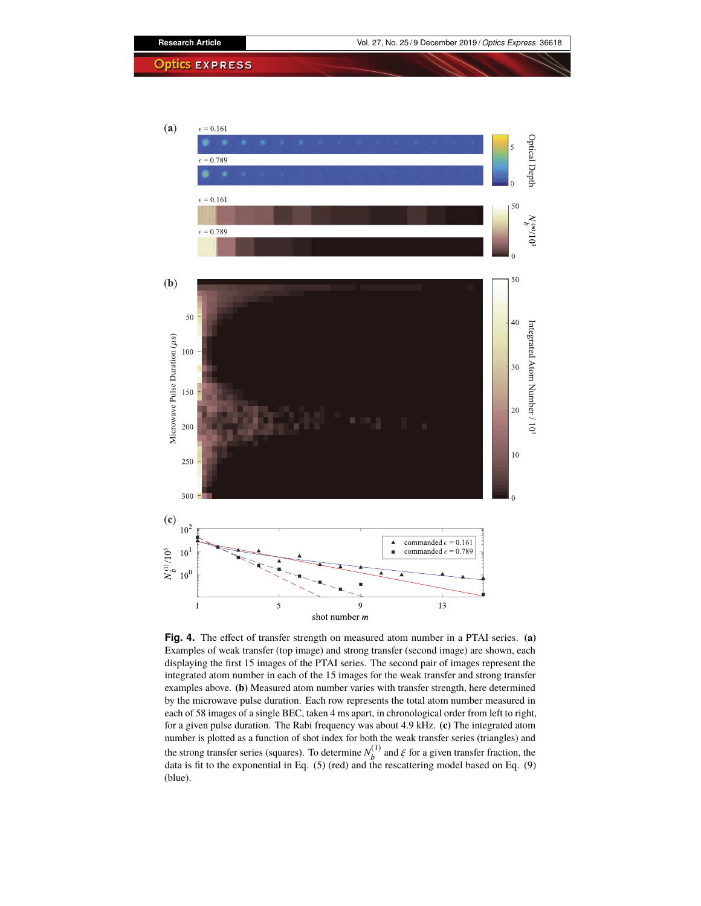**Fig. 4.** The effect of transfer strength on measured atom number in a PTAI series. **(a)** Examples of weak transfer (top image) and strong transfer (second image) are shown, each displaying the first 15 images of the PTAI series. The second pair of images represent the integrated atom number in each of the 15 images for the weak transfer and strong transfer examples above. **(b)** Measured atom number varies with transfer strength, here determined by the microwave pulse duration. Each row represents the total atom number measured in each of 58 images of a single BEC, taken 4 ms apart, in chronological order from left to right, for a given pulse duration. The Rabi frequency was about 4.9 kHz. **(c)** The integrated atom number is plotted as a function of shot index for both the weak transfer series (triangles) and the strong transfer series (squares). To determine $N_b^{(1)}$ and $\xi$ for a given transfer fraction, the data is fit to the exponential in Eq. (5) (red) and the rescattering model based on Eq. (9) (blue).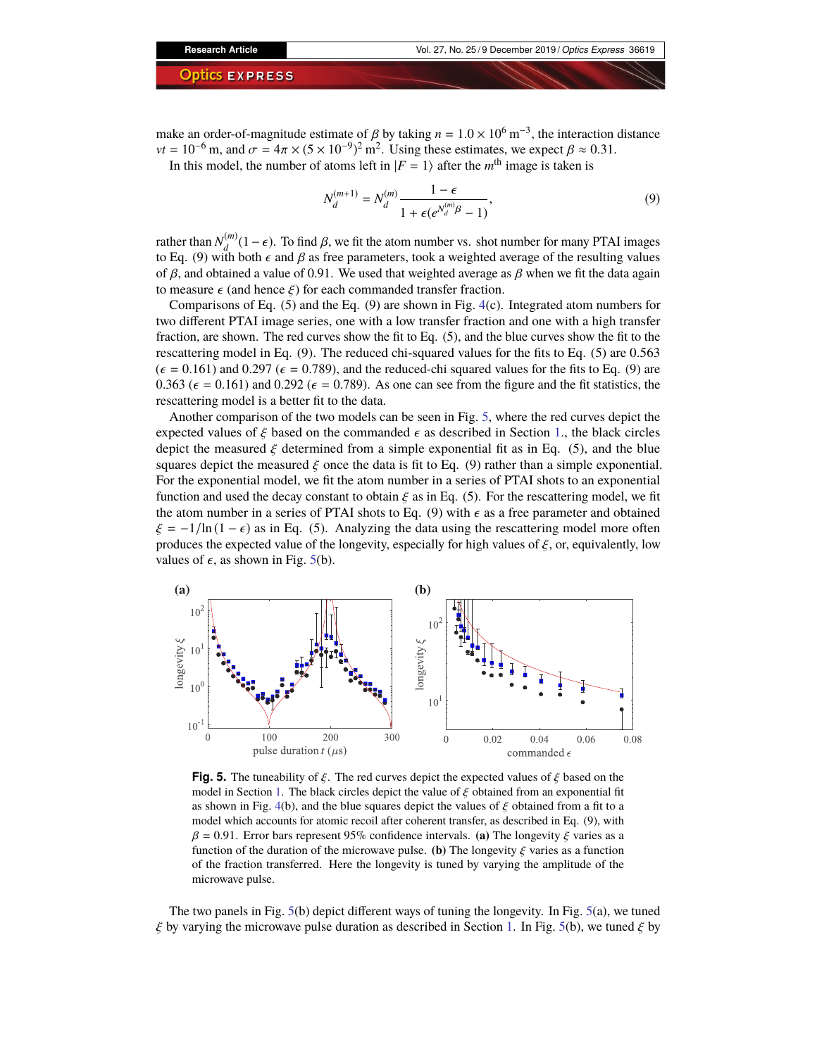make an order-of-magnitude estimate of $\beta$ by taking $n = 1.0 \times 10^6$ m$^{-3}$, the interaction distance $vt = 10^{-6}$ m, and $\sigma = 4\pi \times (5 \times 10^{-9})^2$ m$^2$. Using these estimates, we expect $\beta \approx 0.31$.

In this model, the number of atoms left in $|F = 1\rangle$ after the $m^{\text{th}}$ image is taken is

$$N_d^{(m+1)} = N_d^{(m)} \frac{1 - \epsilon}{1 + \epsilon(e^{N_d^{(m)}\beta} - 1)}, \tag{9}$$

rather than $N_d^{(m)}(1 - \epsilon)$. To find $\beta$, we fit the atom number vs. shot number for many PTAI images to Eq. (9) with both $\epsilon$ and $\beta$ as free parameters, took a weighted average of the resulting values of $\beta$, and obtained a value of 0.91. We used that weighted average as $\beta$ when we fit the data again to measure $\epsilon$ (and hence $\xi$) for each commanded transfer fraction.

Comparisons of Eq. (5) and the Eq. (9) are shown in Fig. 4(c). Integrated atom numbers for two different PTAI image series, one with a low transfer fraction and one with a high transfer fraction, are shown. The red curves show the fit to Eq. (5), and the blue curves show the fit to the rescattering model in Eq. (9). The reduced chi-squared values for the fits to Eq. (5) are 0.563 ($\epsilon = 0.161$) and 0.297 ($\epsilon = 0.789$), and the reduced-chi squared values for the fits to Eq. (9) are 0.363 ($\epsilon = 0.161$) and 0.292 ($\epsilon = 0.789$). As one can see from the figure and the fit statistics, the rescattering model is a better fit to the data.

Another comparison of the two models can be seen in Fig. 5, where the red curves depict the expected values of $\xi$ based on the commanded $\epsilon$ as described in Section 1., the black circles depict the measured $\xi$ determined from a simple exponential fit as in Eq. (5), and the blue squares depict the measured $\xi$ once the data is fit to Eq. (9) rather than a simple exponential. For the exponential model, we fit the atom number in a series of PTAI shots to an exponential function and used the decay constant to obtain $\xi$ as in Eq. (5). For the rescattering model, we fit the atom number in a series of PTAI shots to Eq. (9) with $\epsilon$ as a free parameter and obtained $\xi = -1/\ln(1 - \epsilon)$ as in Eq. (5). Analyzing the data using the rescattering model more often produces the expected value of the longevity, especially for high values of $\xi$, or, equivalently, low values of $\epsilon$, as shown in Fig. 5(b).

**Fig. 5.** The tuneability of $\xi$. The red curves depict the expected values of $\xi$ based on the model in Section 1. The black circles depict the value of $\xi$ obtained from an exponential fit as shown in Fig. 4(b), and the blue squares depict the values of $\xi$ obtained from a fit to a model which accounts for atomic recoil after coherent transfer, as described in Eq. (9), with $\beta = 0.91$. Error bars represent 95% confidence intervals. **(a)** The longevity $\xi$ varies as a function of the duration of the microwave pulse. **(b)** The longevity $\xi$ varies as a function of the fraction transferred. Here the longevity is tuned by varying the amplitude of the microwave pulse.

The two panels in Fig. 5(b) depict different ways of tuning the longevity. In Fig. 5(a), we tuned $\xi$ by varying the microwave pulse duration as described in Section 1. In Fig. 5(b), we tuned $\xi$ by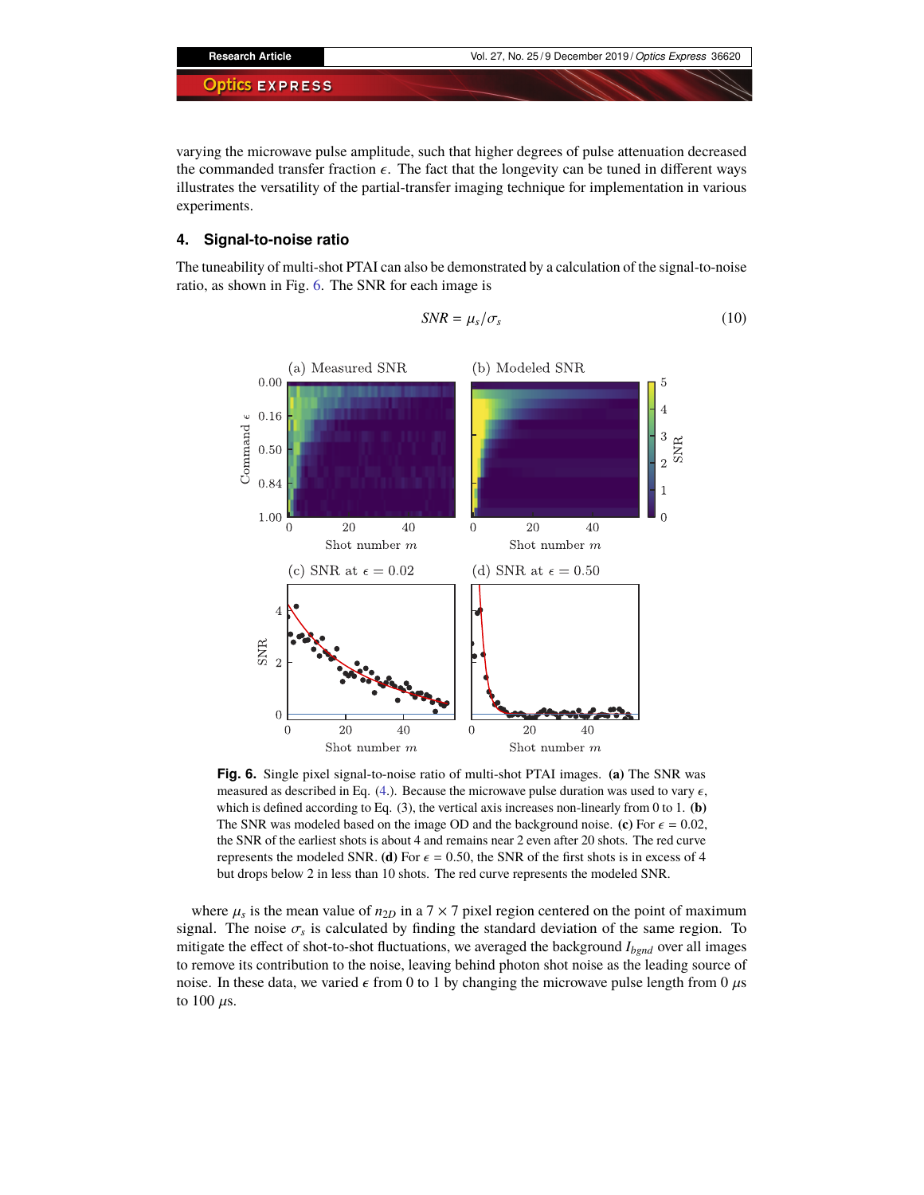varying the microwave pulse amplitude, such that higher degrees of pulse attenuation decreased the commanded transfer fraction $\epsilon$. The fact that the longevity can be tuned in different ways illustrates the versatility of the partial-transfer imaging technique for implementation in various experiments.

## 4. Signal-to-noise ratio

The tuneability of multi-shot PTAI can also be demonstrated by a calculation of the signal-to-noise ratio, as shown in Fig. 6. The SNR for each image is

$$SNR = \mu_s / \sigma_s \tag{10}$$

**Fig. 6.** Single pixel signal-to-noise ratio of multi-shot PTAI images. **(a)** The SNR was measured as described in Eq. (4.). Because the microwave pulse duration was used to vary $\epsilon$, which is defined according to Eq. (3), the vertical axis increases non-linearly from 0 to 1. **(b)** The SNR was modeled based on the image OD and the background noise. **(c)** For $\epsilon = 0.02$, the SNR of the earliest shots is about 4 and remains near 2 even after 20 shots. The red curve represents the modeled SNR. **(d)** For $\epsilon = 0.50$, the SNR of the first shots is in excess of 4 but drops below 2 in less than 10 shots. The red curve represents the modeled SNR.

where $\mu_s$ is the mean value of $n_{2D}$ in a $7 \times 7$ pixel region centered on the point of maximum signal. The noise $\sigma_s$ is calculated by finding the standard deviation of the same region. To mitigate the effect of shot-to-shot fluctuations, we averaged the background $I_{bgnd}$ over all images to remove its contribution to the noise, leaving behind photon shot noise as the leading source of noise. In these data, we varied $\epsilon$ from 0 to 1 by changing the microwave pulse length from 0 $\mu$s to 100 $\mu$s.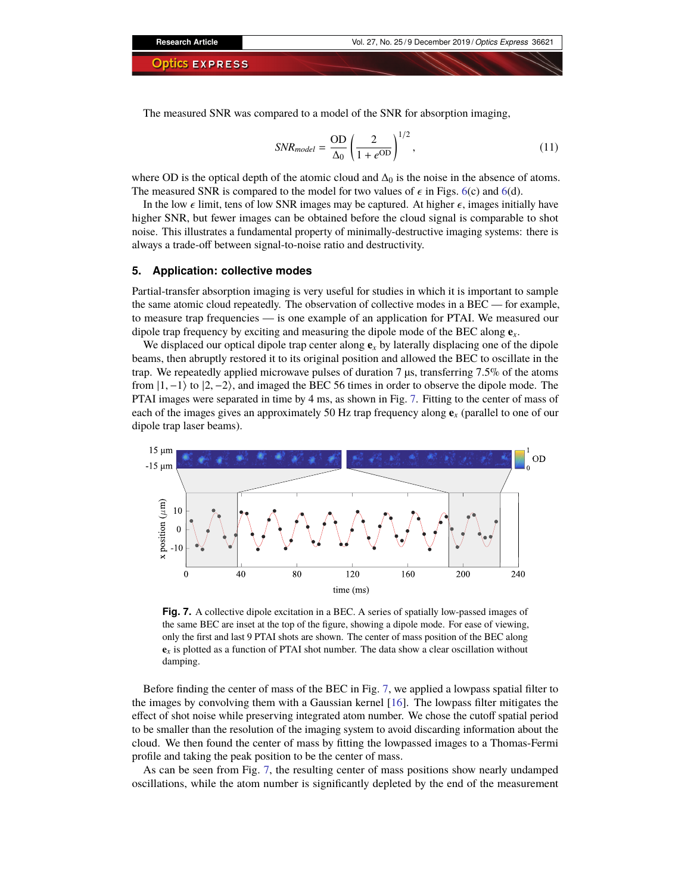The measured SNR was compared to a model of the SNR for absorption imaging,

$$SNR_{model} = \frac{\mathrm{OD}}{\Delta_0}\left(\frac{2}{1+e^{\mathrm{OD}}}\right)^{1/2}, \tag{11}$$

where OD is the optical depth of the atomic cloud and $\Delta_0$ is the noise in the absence of atoms. The measured SNR is compared to the model for two values of $\epsilon$ in Figs. 6(c) and 6(d).

In the low $\epsilon$ limit, tens of low SNR images may be captured. At higher $\epsilon$, images initially have higher SNR, but fewer images can be obtained before the cloud signal is comparable to shot noise. This illustrates a fundamental property of minimally-destructive imaging systems: there is always a trade-off between signal-to-noise ratio and destructivity.

## 5. Application: collective modes

Partial-transfer absorption imaging is very useful for studies in which it is important to sample the same atomic cloud repeatedly. The observation of collective modes in a BEC — for example, to measure trap frequencies — is one example of an application for PTAI. We measured our dipole trap frequency by exciting and measuring the dipole mode of the BEC along $\mathbf{e}_x$.

We displaced our optical dipole trap center along $\mathbf{e}_x$ by laterally displacing one of the dipole beams, then abruptly restored it to its original position and allowed the BEC to oscillate in the trap. We repeatedly applied microwave pulses of duration 7 μs, transferring 7.5% of the atoms from $|1,-1\rangle$ to $|2,-2\rangle$, and imaged the BEC 56 times in order to observe the dipole mode. The PTAI images were separated in time by 4 ms, as shown in Fig. 7. Fitting to the center of mass of each of the images gives an approximately 50 Hz trap frequency along $\mathbf{e}_x$ (parallel to one of our dipole trap laser beams).

**Fig. 7.** A collective dipole excitation in a BEC. A series of spatially low-passed images of the same BEC are inset at the top of the figure, showing a dipole mode. For ease of viewing, only the first and last 9 PTAI shots are shown. The center of mass position of the BEC along $\mathbf{e}_x$ is plotted as a function of PTAI shot number. The data show a clear oscillation without damping.

Before finding the center of mass of the BEC in Fig. 7, we applied a lowpass spatial filter to the images by convolving them with a Gaussian kernel [16]. The lowpass filter mitigates the effect of shot noise while preserving integrated atom number. We chose the cutoff spatial period to be smaller than the resolution of the imaging system to avoid discarding information about the cloud. We then found the center of mass by fitting the lowpassed images to a Thomas-Fermi profile and taking the peak position to be the center of mass.

As can be seen from Fig. 7, the resulting center of mass positions show nearly undamped oscillations, while the atom number is significantly depleted by the end of the measurement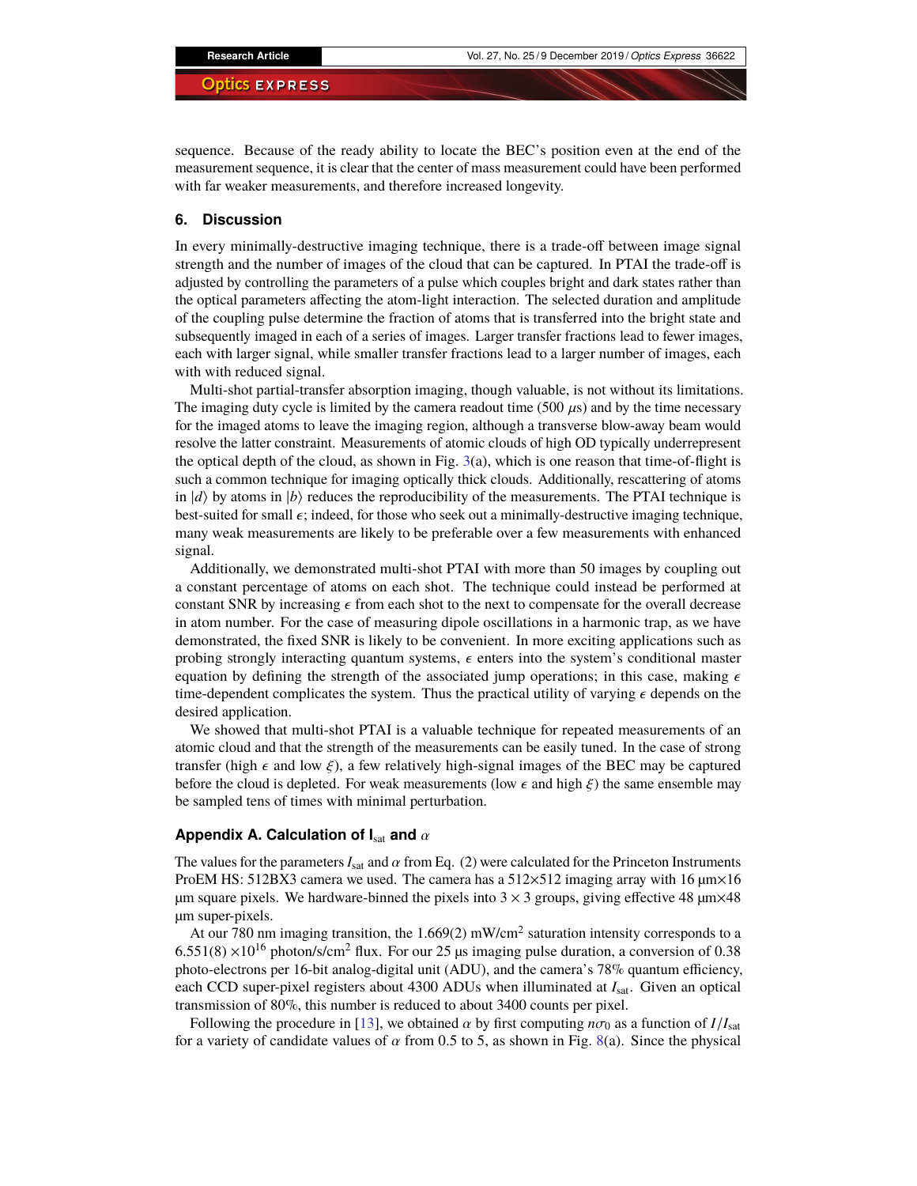sequence. Because of the ready ability to locate the BEC's position even at the end of the measurement sequence, it is clear that the center of mass measurement could have been performed with far weaker measurements, and therefore increased longevity.

## 6. Discussion

In every minimally-destructive imaging technique, there is a trade-off between image signal strength and the number of images of the cloud that can be captured. In PTAI the trade-off is adjusted by controlling the parameters of a pulse which couples bright and dark states rather than the optical parameters affecting the atom-light interaction. The selected duration and amplitude of the coupling pulse determine the fraction of atoms that is transferred into the bright state and subsequently imaged in each of a series of images. Larger transfer fractions lead to fewer images, each with larger signal, while smaller transfer fractions lead to a larger number of images, each with with reduced signal.

Multi-shot partial-transfer absorption imaging, though valuable, is not without its limitations. The imaging duty cycle is limited by the camera readout time (500 $\mu$s) and by the time necessary for the imaged atoms to leave the imaging region, although a transverse blow-away beam would resolve the latter constraint. Measurements of atomic clouds of high OD typically underrepresent the optical depth of the cloud, as shown in Fig. 3(a), which is one reason that time-of-flight is such a common technique for imaging optically thick clouds. Additionally, rescattering of atoms in $|d\rangle$ by atoms in $|b\rangle$ reduces the reproducibility of the measurements. The PTAI technique is best-suited for small $\epsilon$; indeed, for those who seek out a minimally-destructive imaging technique, many weak measurements are likely to be preferable over a few measurements with enhanced signal.

Additionally, we demonstrated multi-shot PTAI with more than 50 images by coupling out a constant percentage of atoms on each shot. The technique could instead be performed at constant SNR by increasing $\epsilon$ from each shot to the next to compensate for the overall decrease in atom number. For the case of measuring dipole oscillations in a harmonic trap, as we have demonstrated, the fixed SNR is likely to be convenient. In more exciting applications such as probing strongly interacting quantum systems, $\epsilon$ enters into the system's conditional master equation by defining the strength of the associated jump operations; in this case, making $\epsilon$ time-dependent complicates the system. Thus the practical utility of varying $\epsilon$ depends on the desired application.

We showed that multi-shot PTAI is a valuable technique for repeated measurements of an atomic cloud and that the strength of the measurements can be easily tuned. In the case of strong transfer (high $\epsilon$ and low $\xi$), a few relatively high-signal images of the BEC may be captured before the cloud is depleted. For weak measurements (low $\epsilon$ and high $\xi$) the same ensemble may be sampled tens of times with minimal perturbation.

### Appendix A. Calculation of $I_{sat}$ and $\alpha$

The values for the parameters $I_{sat}$ and $\alpha$ from Eq. (2) were calculated for the Princeton Instruments ProEM HS: 512BX3 camera we used. The camera has a 512×512 imaging array with 16 µm×16 µm square pixels. We hardware-binned the pixels into $3 \times 3$ groups, giving effective 48 µm×48 µm super-pixels.

At our 780 nm imaging transition, the 1.669(2) mW/cm$^2$ saturation intensity corresponds to a $6.551(8) \times 10^{16}$ photon/s/cm$^2$ flux. For our 25 µs imaging pulse duration, a conversion of 0.38 photo-electrons per 16-bit analog-digital unit (ADU), and the camera's 78% quantum efficiency, each CCD super-pixel registers about 4300 ADUs when illuminated at $I_{sat}$. Given an optical transmission of 80%, this number is reduced to about 3400 counts per pixel.

Following the procedure in [13], we obtained $\alpha$ by first computing $n\sigma_0$ as a function of $I/I_{sat}$ for a variety of candidate values of $\alpha$ from 0.5 to 5, as shown in Fig. 8(a). Since the physical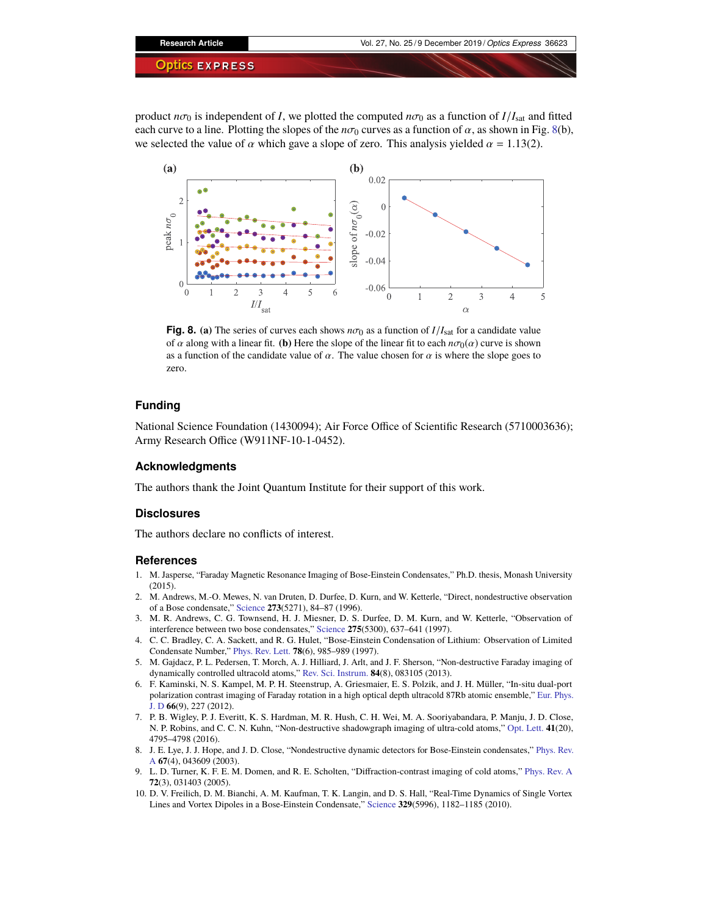product $n\sigma_0$ is independent of $I$, we plotted the computed $n\sigma_0$ as a function of $I/I_{\text{sat}}$ and fitted each curve to a line. Plotting the slopes of the $n\sigma_0$ curves as a function of $\alpha$, as shown in Fig. 8(b), we selected the value of $\alpha$ which gave a slope of zero. This analysis yielded $\alpha = 1.13(2)$.

**Fig. 8.** **(a)** The series of curves each shows $n\sigma_0$ as a function of $I/I_{\text{sat}}$ for a candidate value of $\alpha$ along with a linear fit. **(b)** Here the slope of the linear fit to each $n\sigma_0(\alpha)$ curve is shown as a function of the candidate value of $\alpha$. The value chosen for $\alpha$ is where the slope goes to zero.

## Funding

National Science Foundation (1430094); Air Force Office of Scientific Research (5710003636); Army Research Office (W911NF-10-1-0452).

## Acknowledgments

The authors thank the Joint Quantum Institute for their support of this work.

## Disclosures

The authors declare no conflicts of interest.

## References

1. M. Jasperse, "Faraday Magnetic Resonance Imaging of Bose-Einstein Condensates," Ph.D. thesis, Monash University (2015).
2. M. Andrews, M.-O. Mewes, N. van Druten, D. Durfee, D. Kurn, and W. Ketterle, "Direct, nondestructive observation of a Bose condensate," Science **273**(5271), 84–87 (1996).
3. M. R. Andrews, C. G. Townsend, H. J. Miesner, D. S. Durfee, D. M. Kurn, and W. Ketterle, "Observation of interference between two bose condensates," Science **275**(5300), 637–641 (1997).
4. C. C. Bradley, C. A. Sackett, and R. G. Hulet, "Bose-Einstein Condensation of Lithium: Observation of Limited Condensate Number," Phys. Rev. Lett. **78**(6), 985–989 (1997).
5. M. Gajdacz, P. L. Pedersen, T. Mørch, A. J. Hilliard, J. Arlt, and J. F. Sherson, "Non-destructive Faraday imaging of dynamically controlled ultracold atoms," Rev. Sci. Instrum. **84**(8), 083105 (2013).
6. F. Kaminski, N. S. Kampel, M. P. H. Steenstrup, A. Griesmaier, E. S. Polzik, and J. H. Müller, "In-situ dual-port polarization contrast imaging of Faraday rotation in a high optical depth ultracold 87Rb atomic ensemble," Eur. Phys. J. D **66**(9), 227 (2012).
7. P. B. Wigley, P. J. Everitt, K. S. Hardman, M. R. Hush, C. H. Wei, M. A. Sooriyabandara, P. Manju, J. D. Close, N. P. Robins, and C. C. N. Kuhn, "Non-destructive shadowgraph imaging of ultra-cold atoms," Opt. Lett. **41**(20), 4795–4798 (2016).
8. J. E. Lye, J. J. Hope, and J. D. Close, "Nondestructive dynamic detectors for Bose-Einstein condensates," Phys. Rev. A **67**(4), 043609 (2003).
9. L. D. Turner, K. F. E. M. Domen, and R. E. Scholten, "Diffraction-contrast imaging of cold atoms," Phys. Rev. A **72**(3), 031403 (2005).
10. D. V. Freilich, D. M. Bianchi, A. M. Kaufman, T. K. Langin, and D. S. Hall, "Real-Time Dynamics of Single Vortex Lines and Vortex Dipoles in a Bose-Einstein Condensate," Science **329**(5996), 1182–1185 (2010).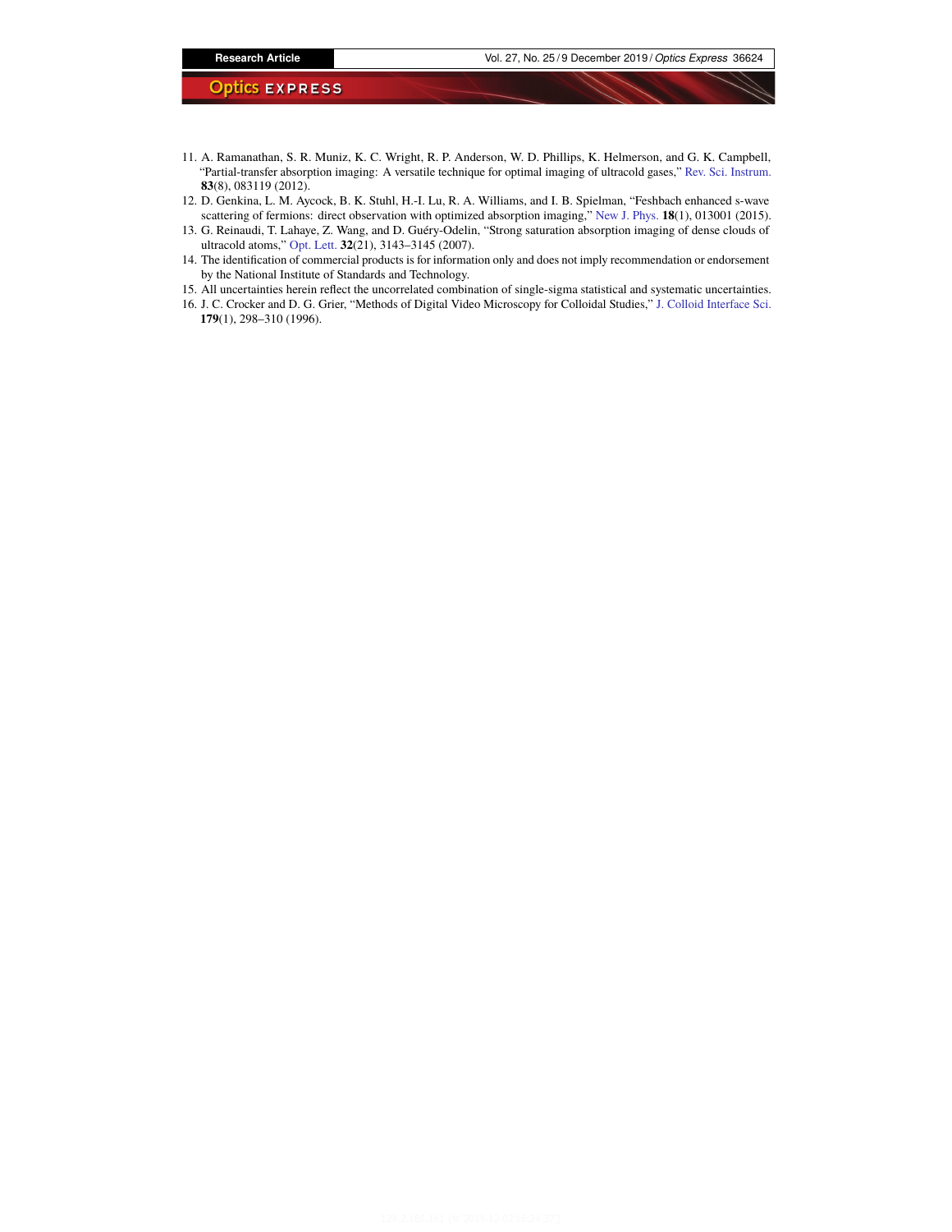11. A. Ramanathan, S. R. Muniz, K. C. Wright, R. P. Anderson, W. D. Phillips, K. Helmerson, and G. K. Campbell, "Partial-transfer absorption imaging: A versatile technique for optimal imaging of ultracold gases," Rev. Sci. Instrum. **83**(8), 083119 (2012).
12. D. Genkina, L. M. Aycock, B. K. Stuhl, H.-I. Lu, R. A. Williams, and I. B. Spielman, "Feshbach enhanced s-wave scattering of fermions: direct observation with optimized absorption imaging," New J. Phys. **18**(1), 013001 (2015).
13. G. Reinaudi, T. Lahaye, Z. Wang, and D. Guéry-Odelin, "Strong saturation absorption imaging of dense clouds of ultracold atoms," Opt. Lett. **32**(21), 3143–3145 (2007).
14. The identification of commercial products is for information only and does not imply recommendation or endorsement by the National Institute of Standards and Technology.
15. All uncertainties herein reflect the uncorrelated combination of single-sigma statistical and systematic uncertainties.
16. J. C. Crocker and D. G. Grier, "Methods of Digital Video Microscopy for Colloidal Studies," J. Colloid Interface Sci. **179**(1), 298–310 (1996).